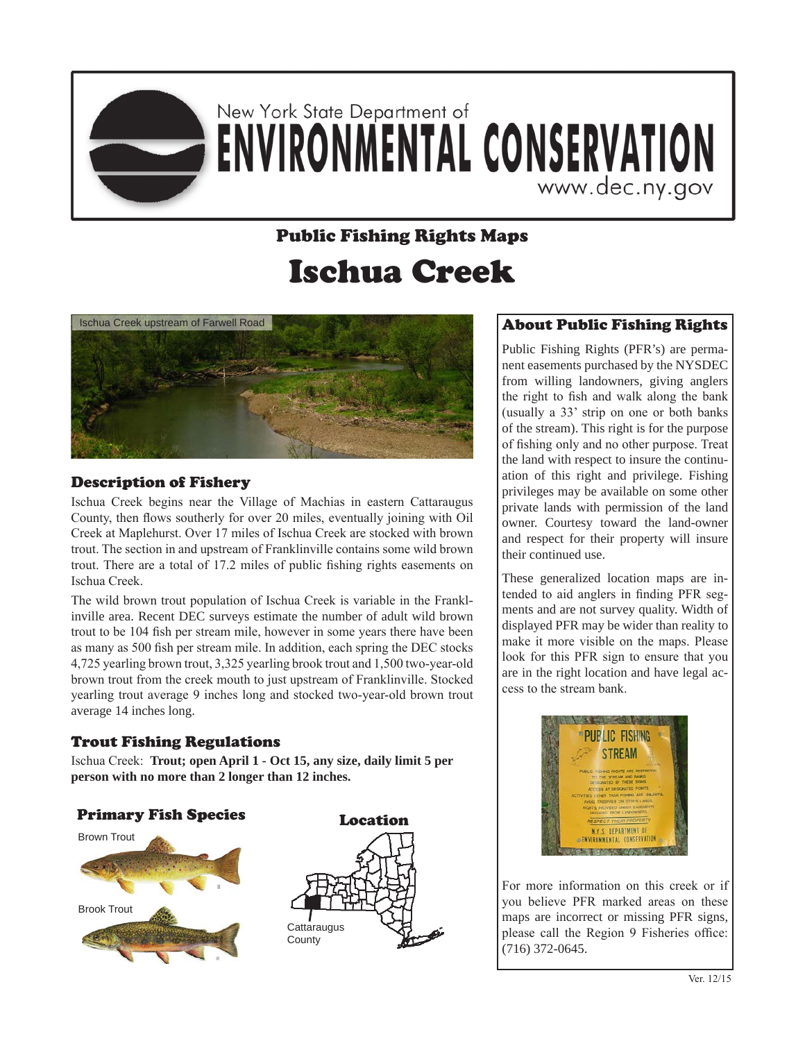New York State Department of

# ENVIRONMENTAL CONSERVATION

www.dec.ny.gov

## Public Fishing Rights Maps

# Ischua Creek

Ischua Creek upstream of Farwell Road

### Description of Fishery

Ischua Creek begins near the Village of Machias in eastern Cattaraugus County, then flows southerly for over 20 miles, eventually joining with Oil Creek at Maplehurst. Over 17 miles of Ischua Creek are stocked with brown trout. The section in and upstream of Franklinville contains some wild brown trout. There are a total of 17.2 miles of public fishing rights easements on Ischua Creek.

The wild brown trout population of Ischua Creek is variable in the Franklinville area. Recent DEC surveys estimate the number of adult wild brown trout to be 104 fish per stream mile, however in some years there have been as many as 500 fish per stream mile. In addition, each spring the DEC stocks 4,725 yearling brown trout, 3,325 yearling brook trout and 1,500 two-year-old brown trout from the creek mouth to just upstream of Franklinville. Stocked yearling trout average 9 inches long and stocked two-year-old brown trout average 14 inches long.

### Trout Fishing Regulations

Ischua Creek: **Trout; open April 1 - Oct 15, any size, daily limit 5 per person with no more than 2 longer than 12 inches.**

### Primary Fish Species

Brown Trout

Brook Trout

### Location

Cattaraugus County

### About Public Fishing Rights

Public Fishing Rights (PFR's) are permanent easements purchased by the NYSDEC from willing landowners, giving anglers the right to fish and walk along the bank (usually a 33' strip on one or both banks of the stream). This right is for the purpose of fishing only and no other purpose. Treat the land with respect to insure the continuation of this right and privilege. Fishing privileges may be available on some other private lands with permission of the land owner. Courtesy toward the land-owner and respect for their property will insure their continued use.

These generalized location maps are intended to aid anglers in finding PFR segments and are not survey quality. Width of displayed PFR may be wider than reality to make it more visible on the maps. Please look for this PFR sign to ensure that you are in the right location and have legal access to the stream bank.

PUBLIC FISHING STREAM

PUBLIC FISHING RIGHTS ARE RESTRICTED TO THE STREAM AND BANKS DESIGNATED BY THESE SIGNS. ACCESS AT DESIGNATED POINTS. ACTIVITIES OTHER THAN FISHING ARE UNLAWFUL. AVOID TRESPASS ON OTHER LANDS. RIGHTS PROVIDED UNDER EASEMENTS SECURED FROM LANDOWNERS.

RESPECT THEIR PROPERTY

N.Y.S. DEPARTMENT OF ENVIRONMENTAL CONSERVATION

For more information on this creek or if you believe PFR marked areas on these maps are incorrect or missing PFR signs, please call the Region 9 Fisheries office: (716) 372-0645.

Ver. 12/15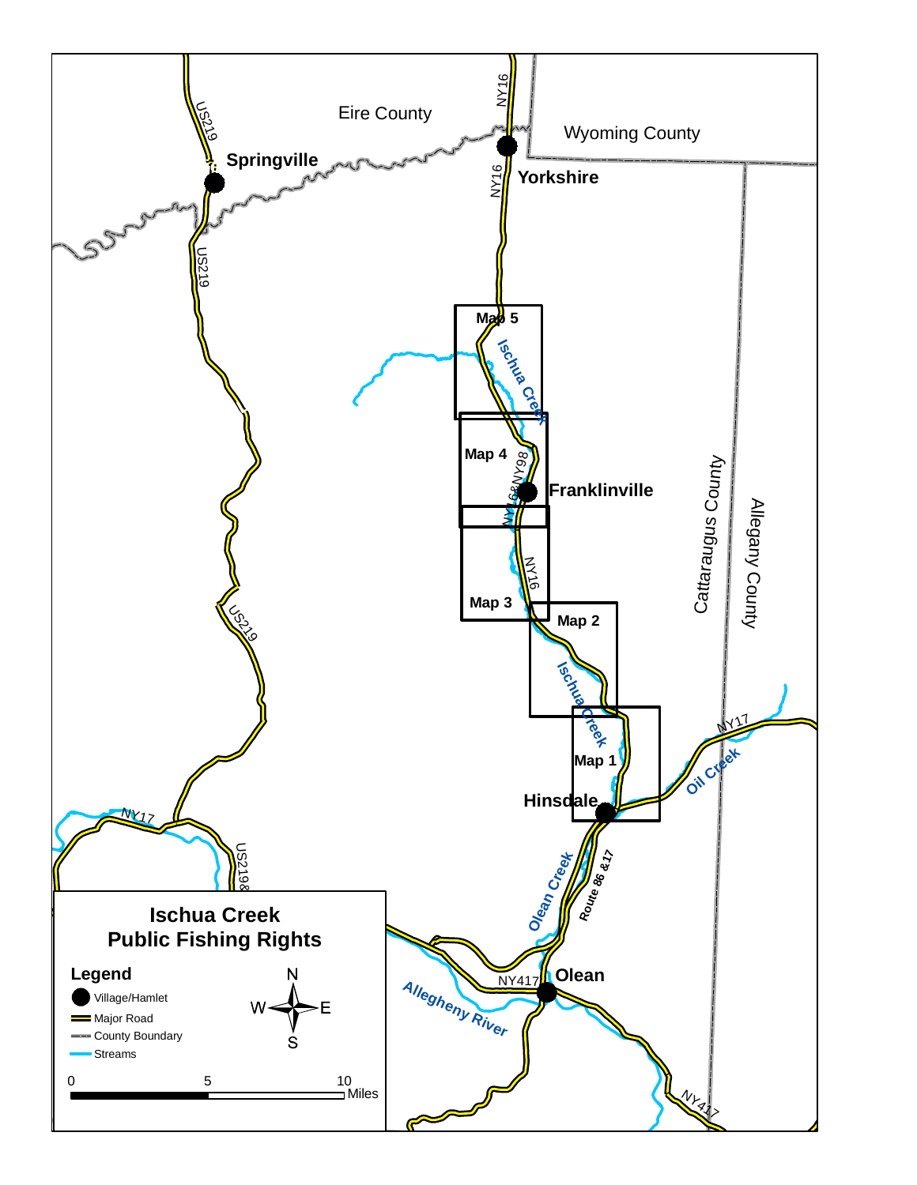# Ischua Creek Public Fishing Rights

**Legend**

- Village/Hamlet
- Major Road
- County Boundary
- Streams

0 — 5 — 10 Miles

N / W / E / S

Eire County

Wyoming County

Cattaraugus County

Allegany County

**Springville**

**Yorkshire**

**Franklinville**

**Hinsdale**

**Olean**

US219

NY16

NY98

NY17

NY417

US219&

Route 86 &17

Ischua Creek

Olean Creek

Oil Creek

Allegheny River

Map 1

Map 2

Map 3

Map 4

Map 5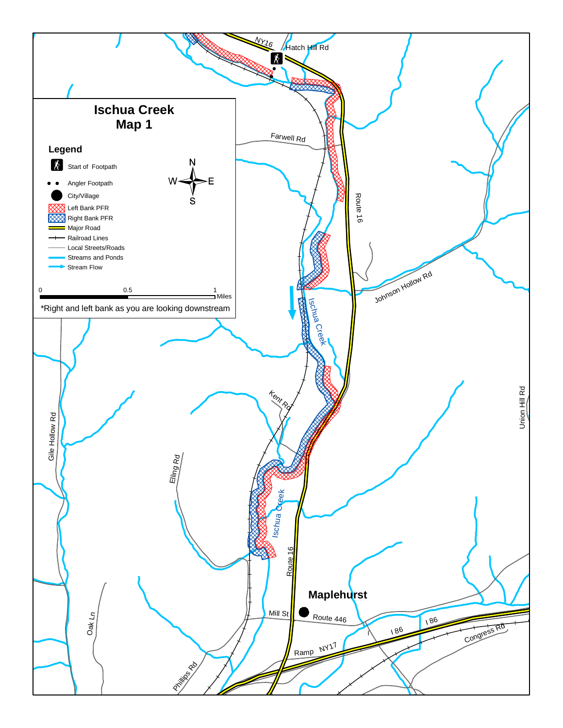# Ischua Creek
## Map 1

### Legend

- Start of Footpath
- Angler Footpath
- City/Village
- Left Bank PFR
- Right Bank PFR
- Major Road
- Railroad Lines
- Local Streets/Roads
- Streams and Ponds
- Stream Flow

0 0.5 1 Miles

*Right and left bank as you are looking downstream

NY16

Hatch Hill Rd

Farwell Rd

Route 16

Johnson Hollow Rd

Ischua Creek

Kent Rd

Union Hill Rd

Gile Hollow Rd

Elling Rd

Ischua Creek

Route 16

**Maplehurst**

Mill St

Route 446

I 86

I 86

Congress Rd

Oak Ln

Ramp NY17

Phillips Rd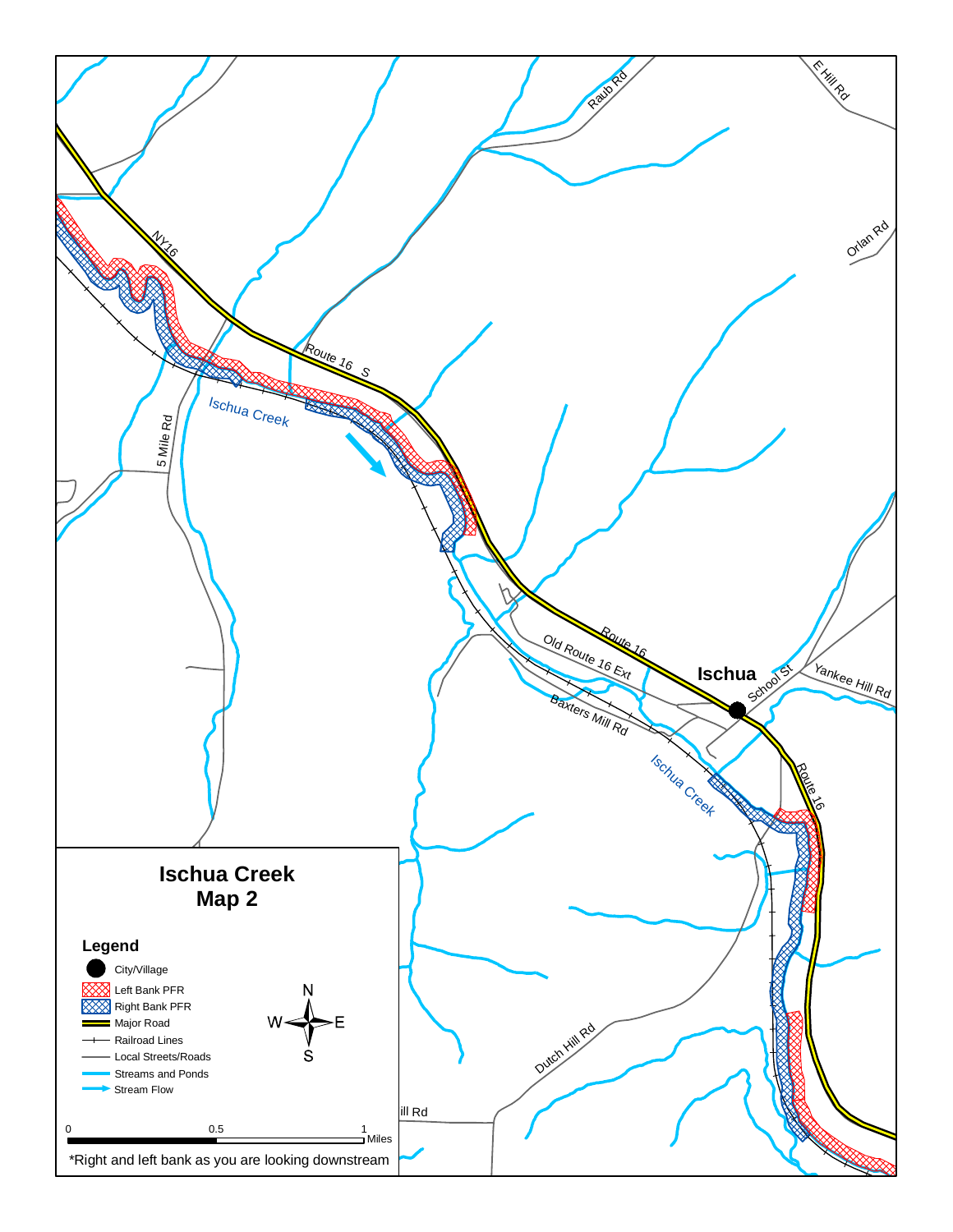# Ischua Creek Map 2

## Legend

- City/Village
- Left Bank PFR
- Right Bank PFR
- Major Road
- Railroad Lines
- Local Streets/Roads
- Streams and Ponds
- Stream Flow

0 0.5 1 Miles

*Right and left bank as you are looking downstream

NY16

Route 16 S

Route 16

Ischua Creek

5 Mile Rd

Raub Rd

E Hill Rd

Orlan Rd

Old Route 16 Ext

Baxters Mill Rd

Ischua

School St

Yankee Hill Rd

Dutch Hill Rd

ill Rd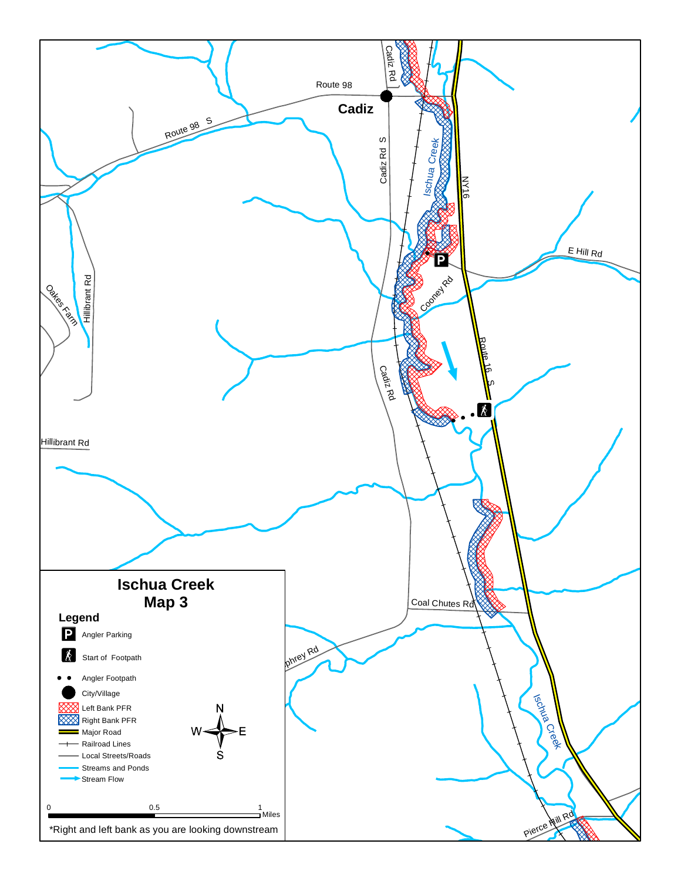# Ischua Creek
## Map 3

### Legend

- Angler Parking
- Start of Footpath
- Angler Footpath
- City/Village
- Left Bank PFR
- Right Bank PFR
- Major Road
- Railroad Lines
- Local Streets/Roads
- Streams and Ponds
- Stream Flow

0 0.5 1 Miles

*Right and left bank as you are looking downstream

Route 98
Cadiz
Cadiz Rd
Route 98 S
Cadiz Rd S
Ischua Creek
NY16
E Hill Rd
Cooney Rd
Hillibrant Rd
Oakes Farm
Route 16 S
Cadiz Rd
Hillibrant Rd
Coal Chutes Rd
phrey Rd
Ischua Creek
Pierce Hill Rd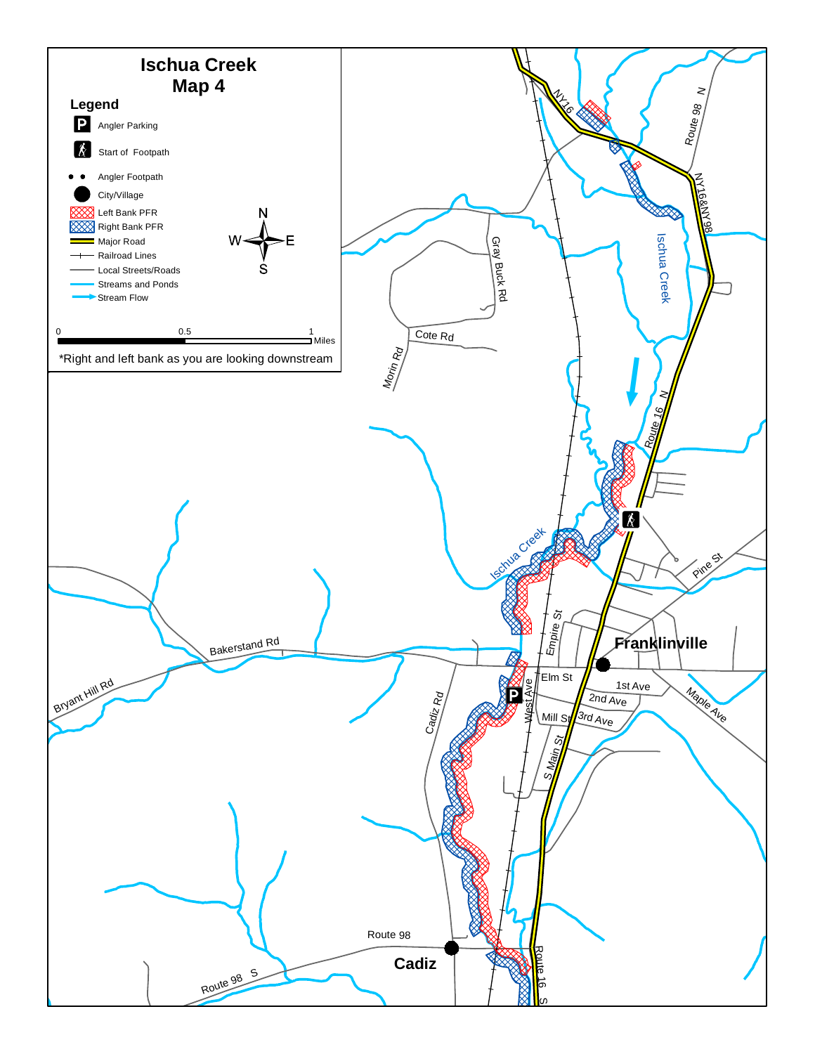# Ischua Creek
## Map 4

### Legend

- Angler Parking
- Start of Footpath
- Angler Footpath
- City/Village
- Left Bank PFR
- Right Bank PFR
- Major Road
- Railroad Lines
- Local Streets/Roads
- Streams and Ponds
- Stream Flow

0 0.5 1 Miles

*Right and left bank as you are looking downstream

NY16
Route 98 N
NY16&NY98
Ischua Creek
Gray Buck Rd
Cote Rd
Morin Rd
Route 16 N
Ischua Creek
Pine St
Empire St
Franklinville
Bakerstand Rd
Bryant Hill Rd
Cadiz Rd
West Ave
Elm St
1st Ave
2nd Ave
3rd Ave
Mill St
Maple Ave
S Main St
Route 98
Cadiz
Route 98 S
Route 16 S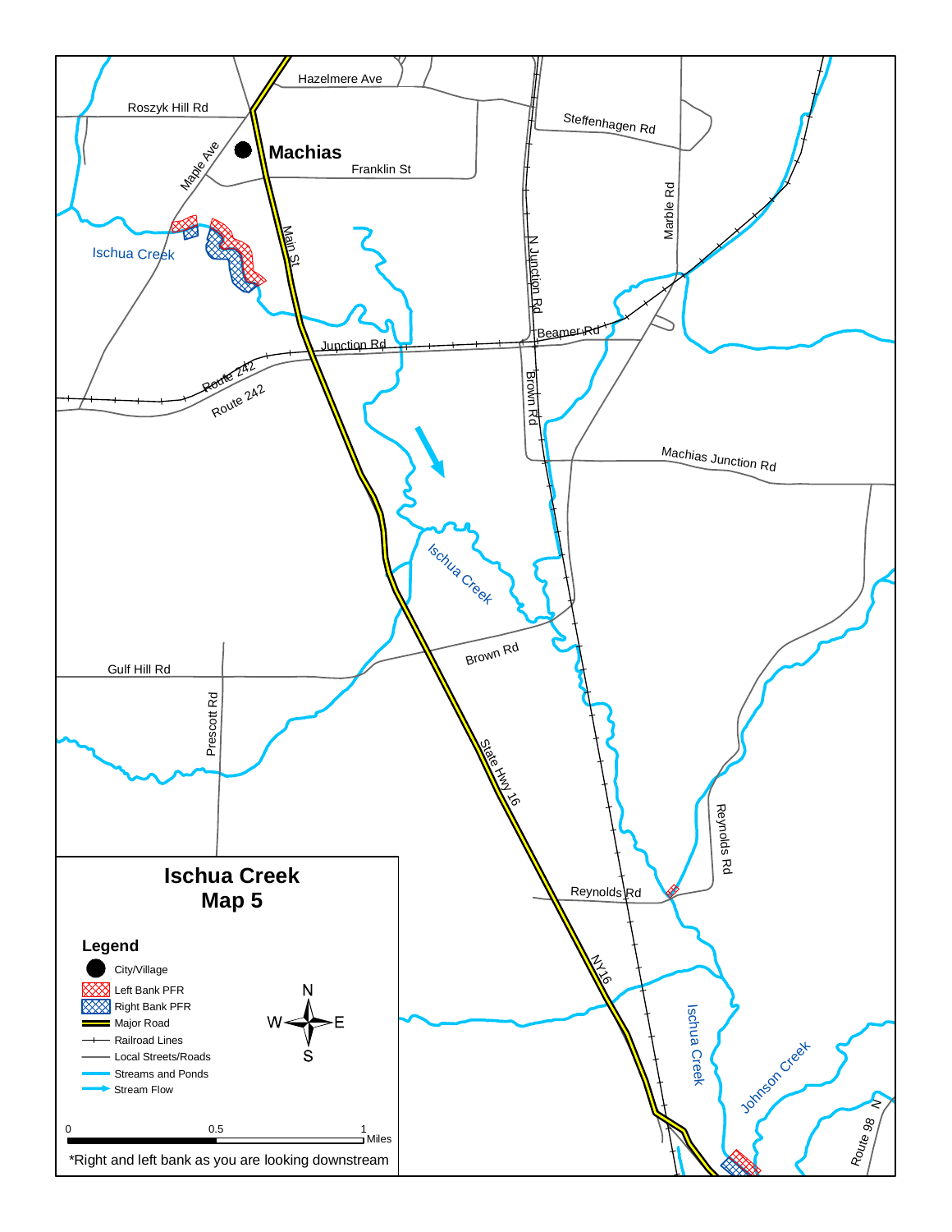# Ischua Creek
## Map 5

### Legend

- City/Village
- Left Bank PFR
- Right Bank PFR
- Major Road
- Railroad Lines
- Local Streets/Roads
- Streams and Ponds
- Stream Flow

N
W E
S

0
0.5
1 Miles

*Right and left bank as you are looking downstream

Hazelmere Ave
Roszyk Hill Rd
Machias
Maple Ave
Franklin St
Steffenhagen Rd
Marble Rd
Ischua Creek
Main St
N Junction Rd
Beamer Rd
Junction Rd
Brown Rd
Route 242
Route 242
Machias Junction Rd
Ischua Creek
Brown Rd
Gulf Hill Rd
Prescott Rd
State Hwy 16
Reynolds Rd
Reynolds Rd
NY16
Ischua Creek
Johnson Creek
Route 98 N